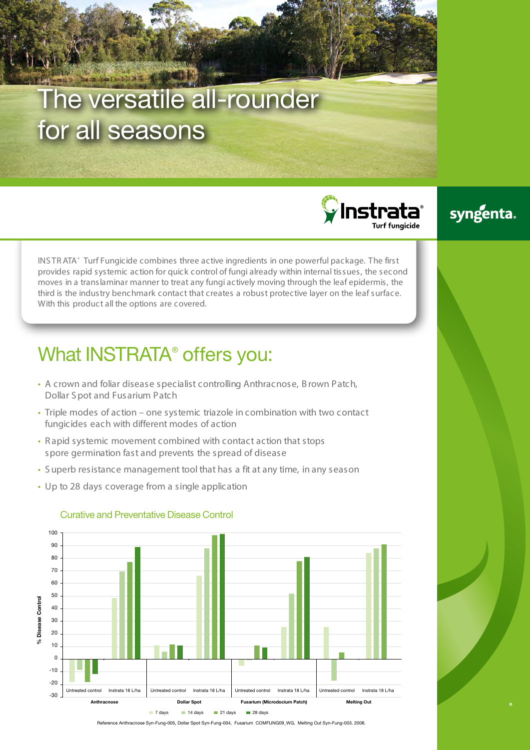# The versatile all-rounder for all seasons

Instrata® Turf fungicide

syngenta.

INSTRATA® Turf Fungicide combines three active ingredients in one powerful package. The first provides rapid systemic action for quick control of fungi already within internal tissues, the second moves in a translaminar manner to treat any fungi actively moving through the leaf epidermis, the third is the industry benchmark contact that creates a robust protective layer on the leaf surface. With this product all the options are covered.

## What INSTRATA® offers you:

- A crown and foliar disease specialist controlling Anthracnose, Brown Patch, Dollar Spot and Fusarium Patch
- Triple modes of action – one systemic triazole in combination with two contact fungicides each with different modes of action
- Rapid systemic movement combined with contact action that stops spore germination fast and prevents the spread of disease
- Superb resistance management tool that has a fit at any time, in any season
- Up to 28 days coverage from a single application

### Curative and Preventative Disease Control

Approximate values read from chart (% Disease Control):

| Disease | Treatment | 7 days | 14 days | 21 days | 28 days |
|---|---|---|---|---|---|
| Anthracnose | Untreated control | -18 | -8 | -18 | -12 |
| Anthracnose | Instrata 18 L/ha | 49 | 70 | 77 | 89 |
| Dollar Spot | Untreated control | 11 | 6 | 12 | 11 |
| Dollar Spot | Instrata 18 L/ha | 66 | 88 | 98 | 99 |
| Fusarium (Microdocium Patch) | Untreated control | -5 | -1 | 11 | 9 |
| Fusarium (Microdocium Patch) | Instrata 18 L/ha | 26 | 52 | 78 | 81 |
| Melting Out | Untreated control | 26 | -17 | 5 | 0 |
| Melting Out | Instrata 18 L/ha | 84 | 88 | 91 | |

Reference Anthracnose Syn-Fung-005, Dollar Spot Syn-Fung-004, Fusarium COMFUNG09_WG, Melting Out Syn-Fung-003. 2008.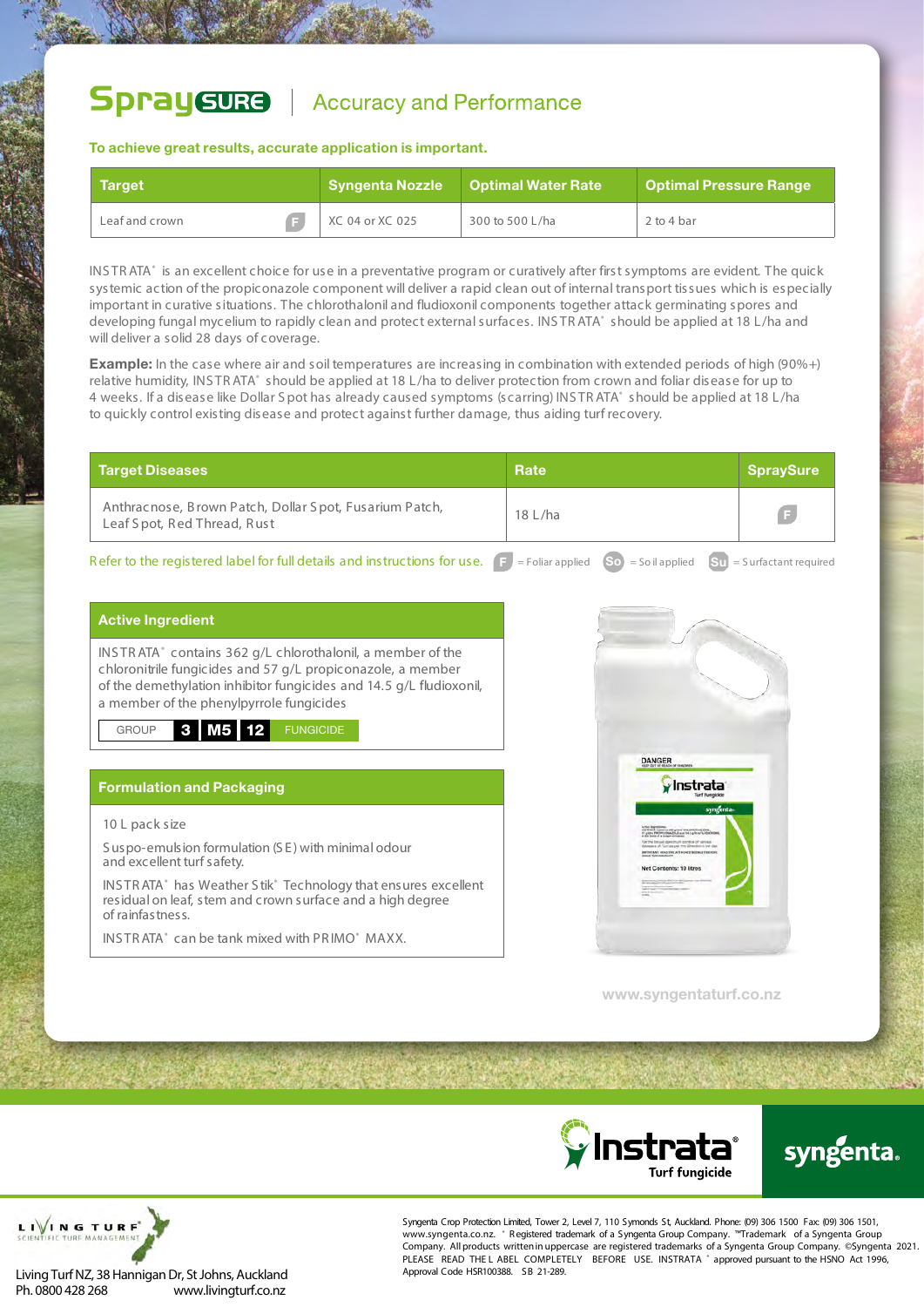# SpraySURE | Accuracy and Performance

**To achieve great results, accurate application is important.**

| Target | Syngenta Nozzle | Optimal Water Rate | Optimal Pressure Range |
| --- | --- | --- | --- |
| Leaf and crown (F) | XC 04 or XC 025 | 300 to 500 L/ha | 2 to 4 bar |

INSTRATA® is an excellent choice for use in a preventative program or curatively after first symptoms are evident. The quick systemic action of the propiconazole component will deliver a rapid clean out of internal transport tissues which is especially important in curative situations. The chlorothalonil and fludioxonil components together attack germinating spores and developing fungal mycelium to rapidly clean and protect external surfaces. INSTRATA® should be applied at 18 L/ha and will deliver a solid 28 days of coverage.

**Example:** In the case where air and soil temperatures are increasing in combination with extended periods of high (90%+) relative humidity, INSTRATA® should be applied at 18 L/ha to deliver protection from crown and foliar disease for up to 4 weeks. If a disease like Dollar Spot has already caused symptoms (scarring) INSTRATA® should be applied at 18 L/ha to quickly control existing disease and protect against further damage, thus aiding turf recovery.

| Target Diseases | Rate | SpraySure |
| --- | --- | --- |
| Anthracnose, Brown Patch, Dollar Spot, Fusarium Patch, Leaf Spot, Red Thread, Rust | 18 L/ha | F |

Refer to the registered label for full details and instructions for use. F = Foliar applied So = Soil applied Su = Surfactant required

## Active Ingredient

INSTRATA® contains 362 g/L chlorothalonil, a member of the chloronitrile fungicides and 57 g/L propiconazole, a member of the demethylation inhibitor fungicides and 14.5 g/L fludioxonil, a member of the phenylpyrrole fungicides

GROUP 3 M5 12 FUNGICIDE

## Formulation and Packaging

10 L pack size

Suspo-emulsion formulation (SE) with minimal odour and excellent turf safety.

INSTRATA® has Weather Stik™ Technology that ensures excellent residual on leaf, stem and crown surface and a high degree of rainfastness.

INSTRATA® can be tank mixed with PRIMO® MAXX.

www.syngentaturf.co.nz

Instrata® Turf fungicide

syngenta.

LIVING TURF SCIENTIFIC TURF MANAGEMENT

Living Turf NZ, 38 Hannigan Dr, St Johns, Auckland
Ph. 0800 428 268 www.livingturf.co.nz

Syngenta Crop Protection Limited, Tower 2, Level 7, 110 Symonds St, Auckland. Phone: (09) 306 1500 Fax: (09) 306 1501, www.syngenta.co.nz. ® Registered trademark of a Syngenta Group Company. ™Trademark of a Syngenta Group Company. All products written in uppercase are registered trademarks of a Syngenta Group Company. ©Syngenta 2021. PLEASE READ THE LABEL COMPLETELY BEFORE USE. INSTRATA® approved pursuant to the HSNO Act 1996, Approval Code HSR100388. SB 21-289.